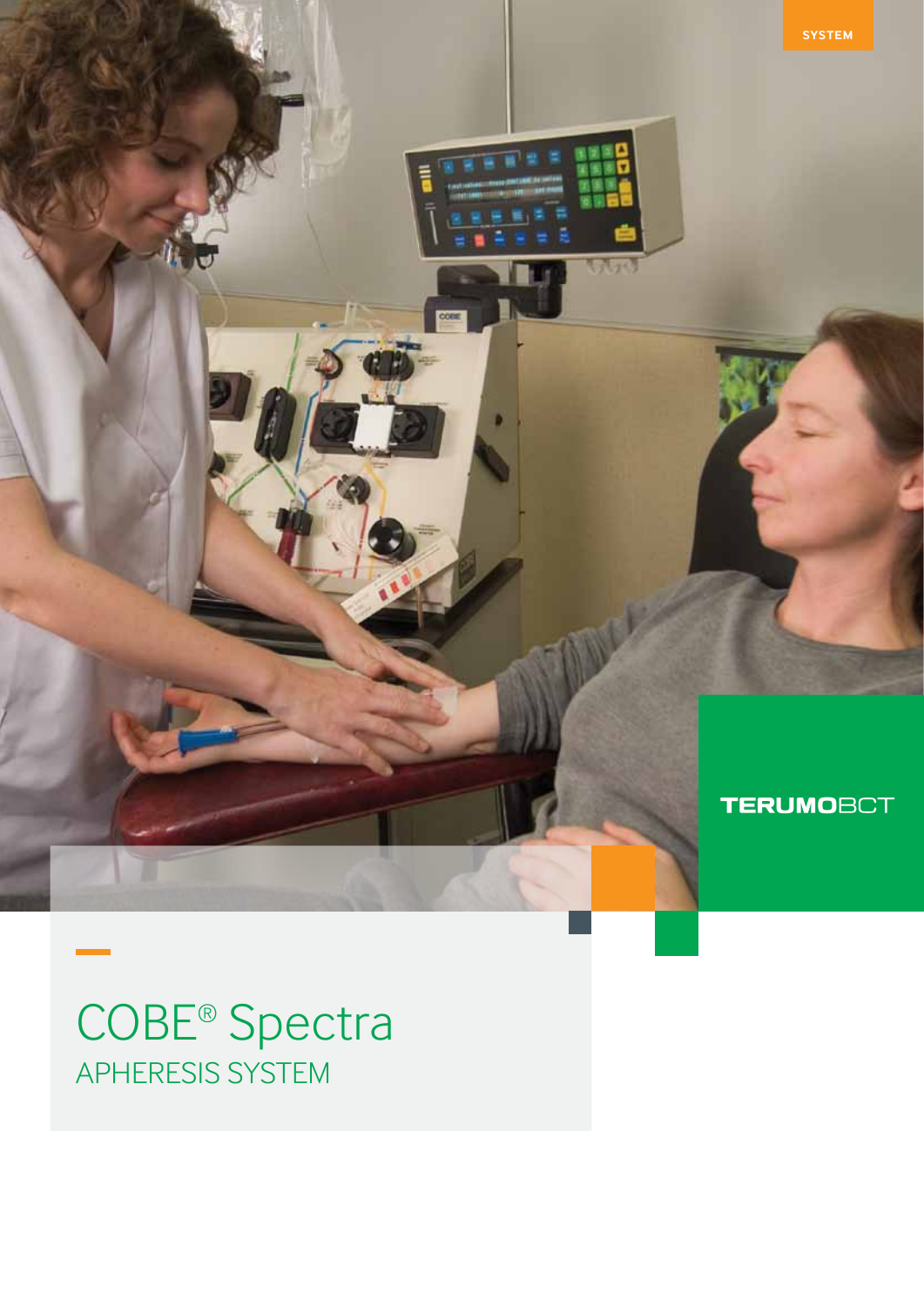SYSTEM

TERUMOBCT

# COBE® Spectra

## APHERESIS SYSTEM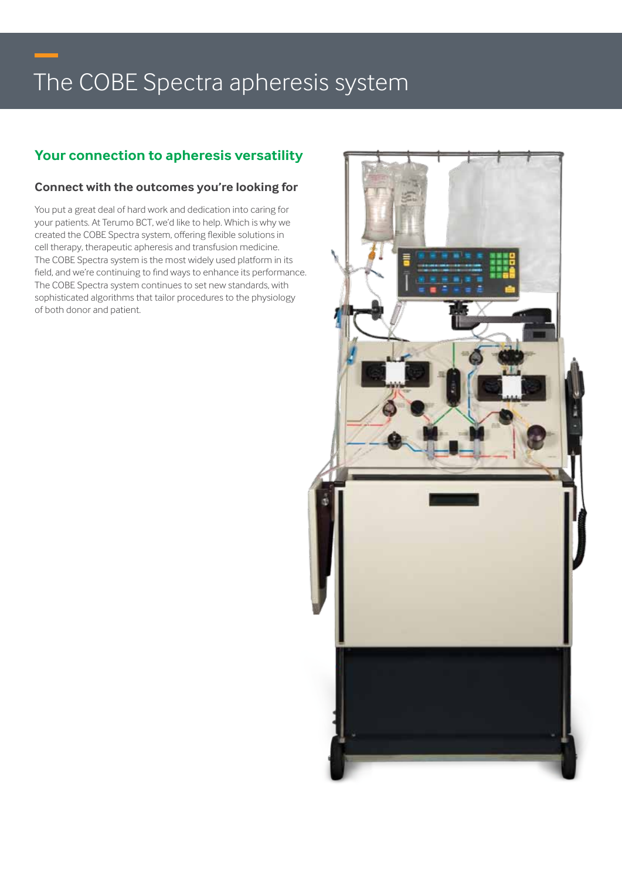# The COBE Spectra apheresis system

## Your connection to apheresis versatility

### Connect with the outcomes you're looking for

You put a great deal of hard work and dedication into caring for your patients. At Terumo BCT, we'd like to help. Which is why we created the COBE Spectra system, offering flexible solutions in cell therapy, therapeutic apheresis and transfusion medicine. The COBE Spectra system is the most widely used platform in its field, and we're continuing to find ways to enhance its performance. The COBE Spectra system continues to set new standards, with sophisticated algorithms that tailor procedures to the physiology of both donor and patient.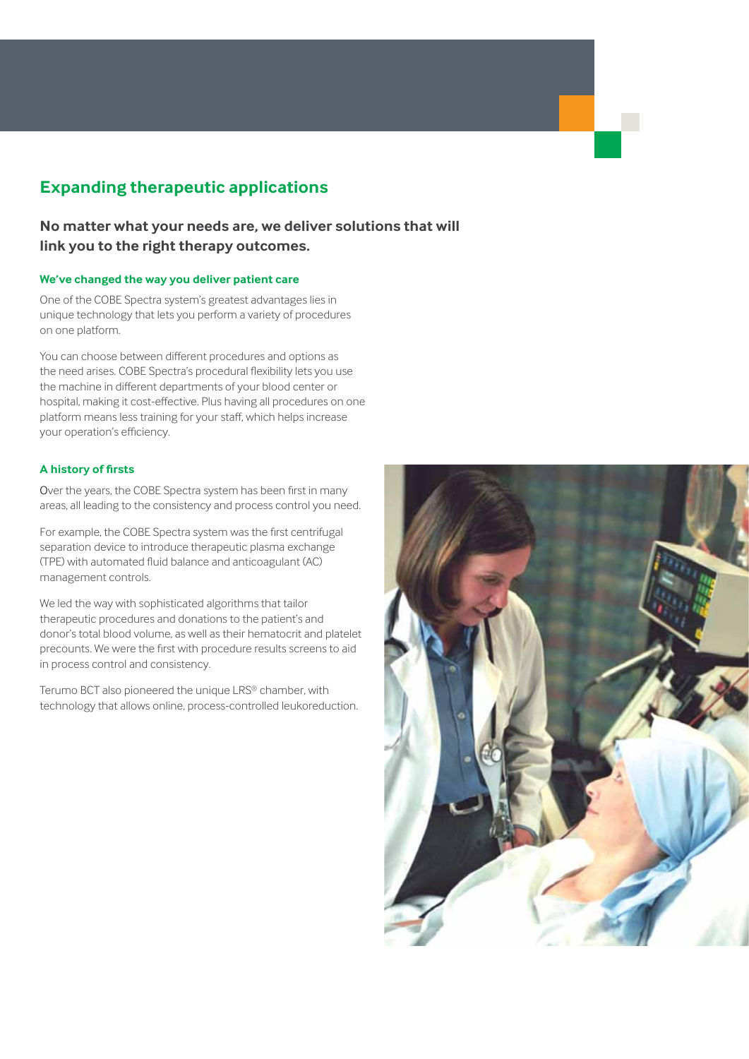## Expanding therapeutic applications

### No matter what your needs are, we deliver solutions that will link you to the right therapy outcomes.

#### We've changed the way you deliver patient care

One of the COBE Spectra system's greatest advantages lies in unique technology that lets you perform a variety of procedures on one platform.

You can choose between different procedures and options as the need arises. COBE Spectra's procedural flexibility lets you use the machine in different departments of your blood center or hospital, making it cost-effective. Plus having all procedures on one platform means less training for your staff, which helps increase your operation's efficiency.

#### A history of firsts

Over the years, the COBE Spectra system has been first in many areas, all leading to the consistency and process control you need.

For example, the COBE Spectra system was the first centrifugal separation device to introduce therapeutic plasma exchange (TPE) with automated fluid balance and anticoagulant (AC) management controls.

We led the way with sophisticated algorithms that tailor therapeutic procedures and donations to the patient's and donor's total blood volume, as well as their hematocrit and platelet precounts. We were the first with procedure results screens to aid in process control and consistency.

Terumo BCT also pioneered the unique LRS® chamber, with technology that allows online, process-controlled leukoreduction.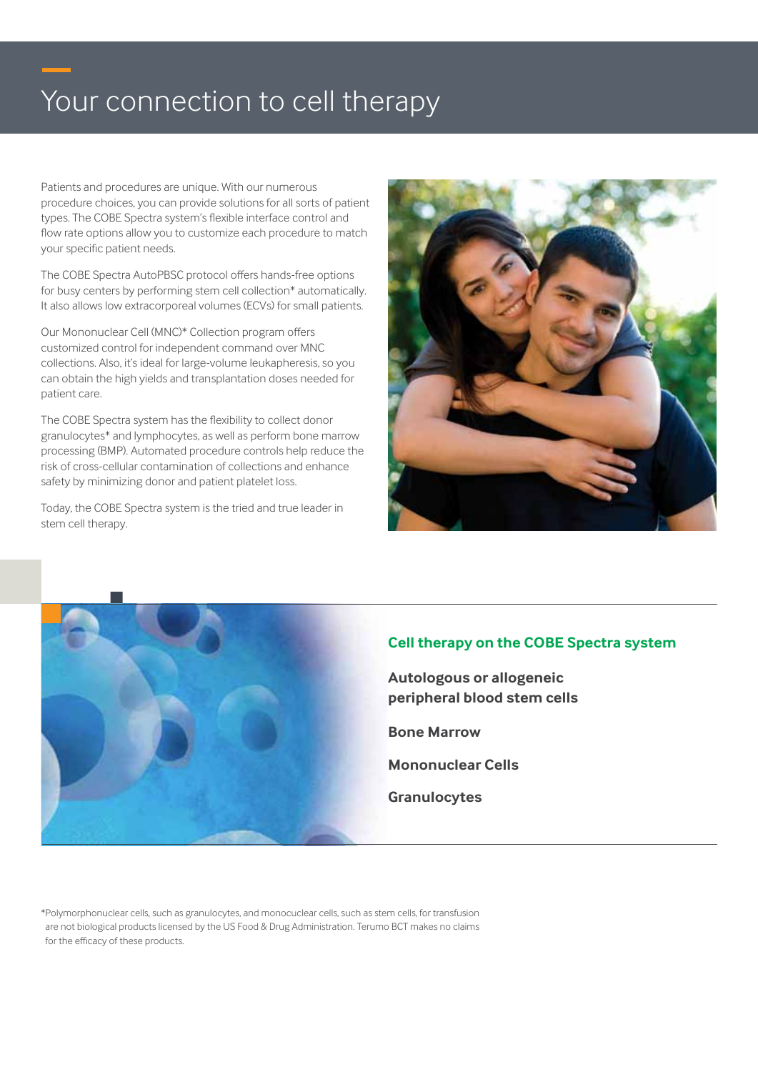# Your connection to cell therapy

Patients and procedures are unique. With our numerous procedure choices, you can provide solutions for all sorts of patient types. The COBE Spectra system's flexible interface control and flow rate options allow you to customize each procedure to match your specific patient needs.

The COBE Spectra AutoPBSC protocol offers hands-free options for busy centers by performing stem cell collection* automatically. It also allows low extracorporeal volumes (ECVs) for small patients.

Our Mononuclear Cell (MNC)* Collection program offers customized control for independent command over MNC collections. Also, it's ideal for large-volume leukapheresis, so you can obtain the high yields and transplantation doses needed for patient care.

The COBE Spectra system has the flexibility to collect donor granulocytes* and lymphocytes, as well as perform bone marrow processing (BMP). Automated procedure controls help reduce the risk of cross-cellular contamination of collections and enhance safety by minimizing donor and patient platelet loss.

Today, the COBE Spectra system is the tried and true leader in stem cell therapy.

## Cell therapy on the COBE Spectra system

**Autologous or allogeneic peripheral blood stem cells**

**Bone Marrow**

**Mononuclear Cells**

**Granulocytes**

*Polymorphonuclear cells, such as granulocytes, and monocuclear cells, such as stem cells, for transfusion are not biological products licensed by the US Food & Drug Administration. Terumo BCT makes no claims for the efficacy of these products.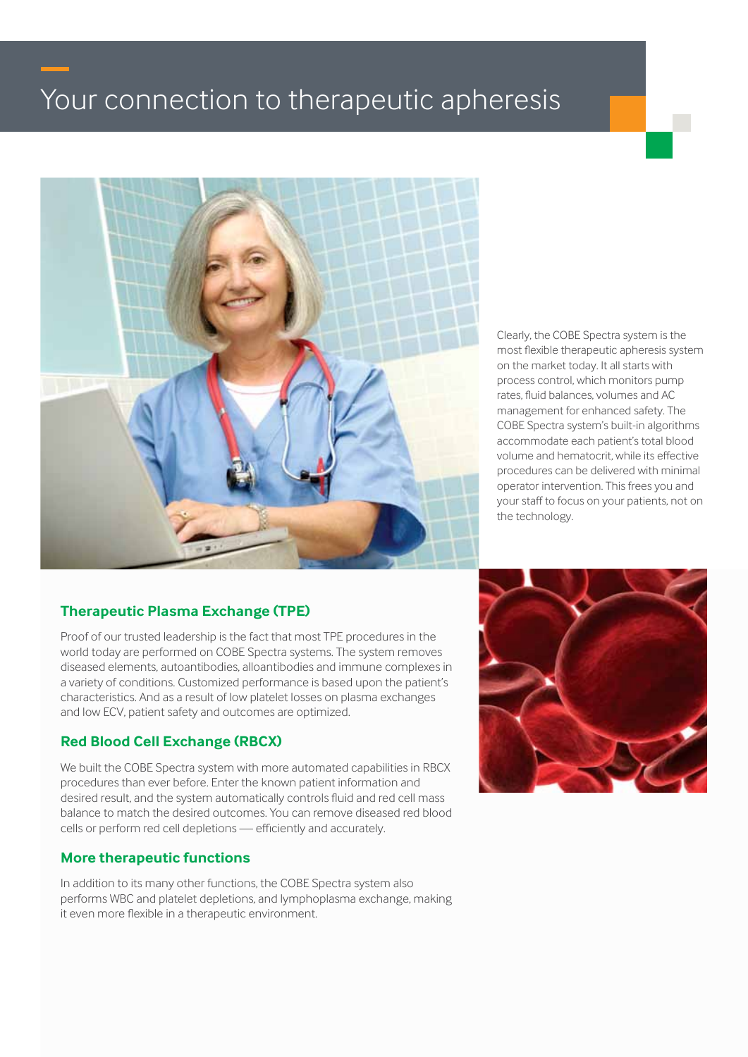# Your connection to therapeutic apheresis

Clearly, the COBE Spectra system is the most flexible therapeutic apheresis system on the market today. It all starts with process control, which monitors pump rates, fluid balances, volumes and AC management for enhanced safety. The COBE Spectra system's built-in algorithms accommodate each patient's total blood volume and hematocrit, while its effective procedures can be delivered with minimal operator intervention. This frees you and your staff to focus on your patients, not on the technology.

## Therapeutic Plasma Exchange (TPE)

Proof of our trusted leadership is the fact that most TPE procedures in the world today are performed on COBE Spectra systems. The system removes diseased elements, autoantibodies, alloantibodies and immune complexes in a variety of conditions. Customized performance is based upon the patient's characteristics. And as a result of low platelet losses on plasma exchanges and low ECV, patient safety and outcomes are optimized.

## Red Blood Cell Exchange (RBCX)

We built the COBE Spectra system with more automated capabilities in RBCX procedures than ever before. Enter the known patient information and desired result, and the system automatically controls fluid and red cell mass balance to match the desired outcomes. You can remove diseased red blood cells or perform red cell depletions — efficiently and accurately.

## More therapeutic functions

In addition to its many other functions, the COBE Spectra system also performs WBC and platelet depletions, and lymphoplasma exchange, making it even more flexible in a therapeutic environment.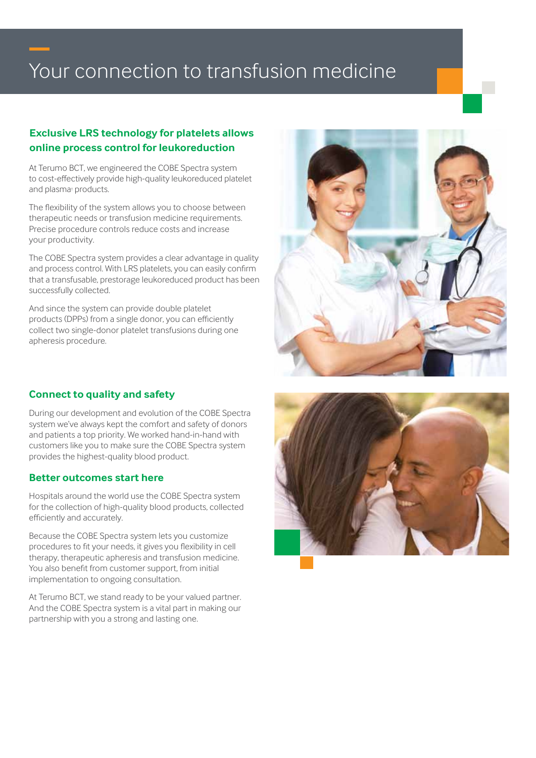# Your connection to transfusion medicine

## Exclusive LRS technology for platelets allows online process control for leukoreduction

At Terumo BCT, we engineered the COBE Spectra system to cost-effectively provide high-quality leukoreduced platelet and plasma[†] products.

The flexibility of the system allows you to choose between therapeutic needs or transfusion medicine requirements. Precise procedure controls reduce costs and increase your productivity.

The COBE Spectra system provides a clear advantage in quality and process control. With LRS platelets, you can easily confirm that a transfusable, prestorage leukoreduced product has been successfully collected.

And since the system can provide double platelet products (DPPs) from a single donor, you can efficiently collect two single-donor platelet transfusions during one apheresis procedure.

## Connect to quality and safety

During our development and evolution of the COBE Spectra system we've always kept the comfort and safety of donors and patients a top priority. We worked hand-in-hand with customers like you to make sure the COBE Spectra system provides the highest-quality blood product.

## Better outcomes start here

Hospitals around the world use the COBE Spectra system for the collection of high-quality blood products, collected efficiently and accurately.

Because the COBE Spectra system lets you customize procedures to fit your needs, it gives you flexibility in cell therapy, therapeutic apheresis and transfusion medicine. You also benefit from customer support, from initial implementation to ongoing consultation.

At Terumo BCT, we stand ready to be your valued partner. And the COBE Spectra system is a vital part in making our partnership with you a strong and lasting one.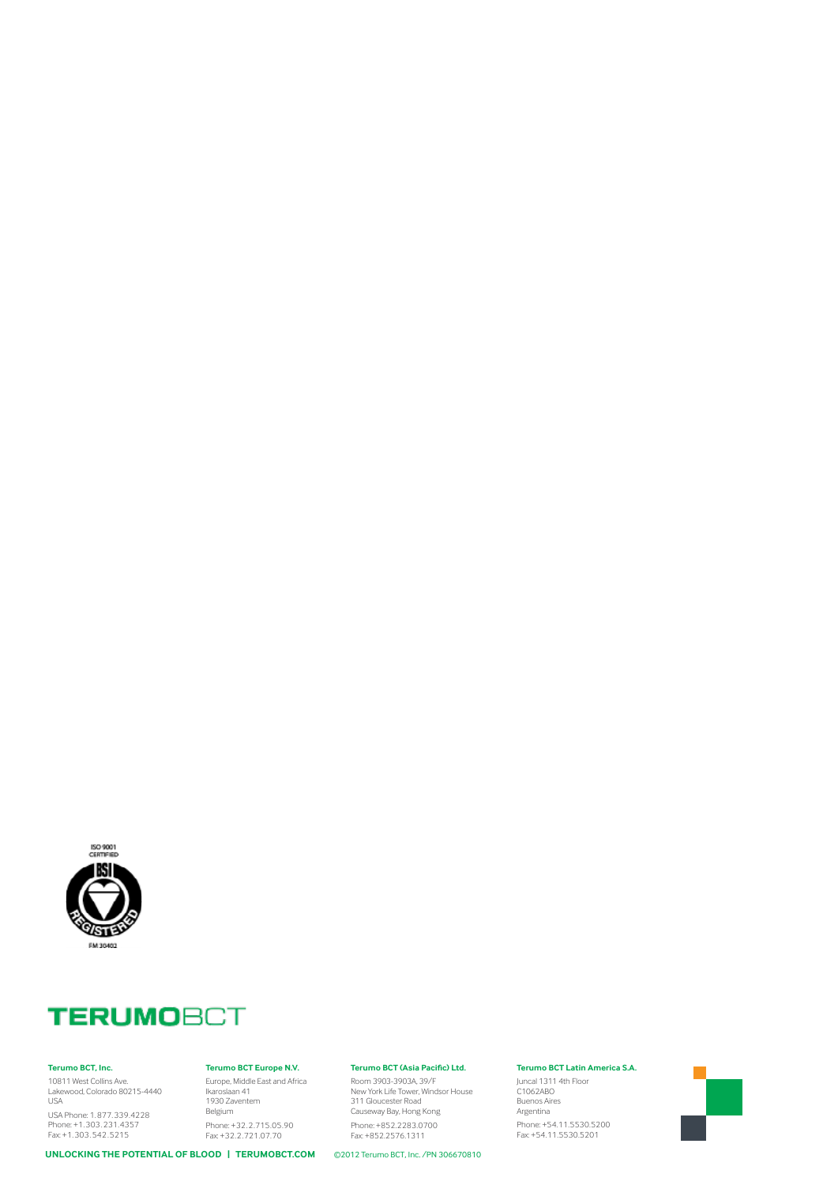ISO 9001
CERTIFIED

BSI
REGISTERED

FM 30402

TERUMOBCT

**Terumo BCT, Inc.**
10811 West Collins Ave.
Lakewood, Colorado 80215-4440
USA

USA Phone: 1.877.339.4228
Phone: +1.303.231.4357
Fax: +1.303.542.5215

**Terumo BCT Europe N.V.**
Europe, Middle East and Africa
Ikaroslaan 41
1930 Zaventem
Belgium

Phone: +32.2.715.05.90
Fax: +32.2.721.07.70

**Terumo BCT (Asia Pacific) Ltd.**
Room 3903-3903A, 39/F
New York Life Tower, Windsor House
311 Gloucester Road
Causeway Bay, Hong Kong

Phone: +852.2283.0700
Fax: +852.2576.1311

**Terumo BCT Latin America S.A.**
Juncal 1311 4th Floor
C1062ABO
Buenos Aires
Argentina

Phone: +54.11.5530.5200
Fax: +54.11.5530.5201

**UNLOCKING THE POTENTIAL OF BLOOD | TERUMOBCT.COM**

©2012 Terumo BCT, Inc. / PN 306670810